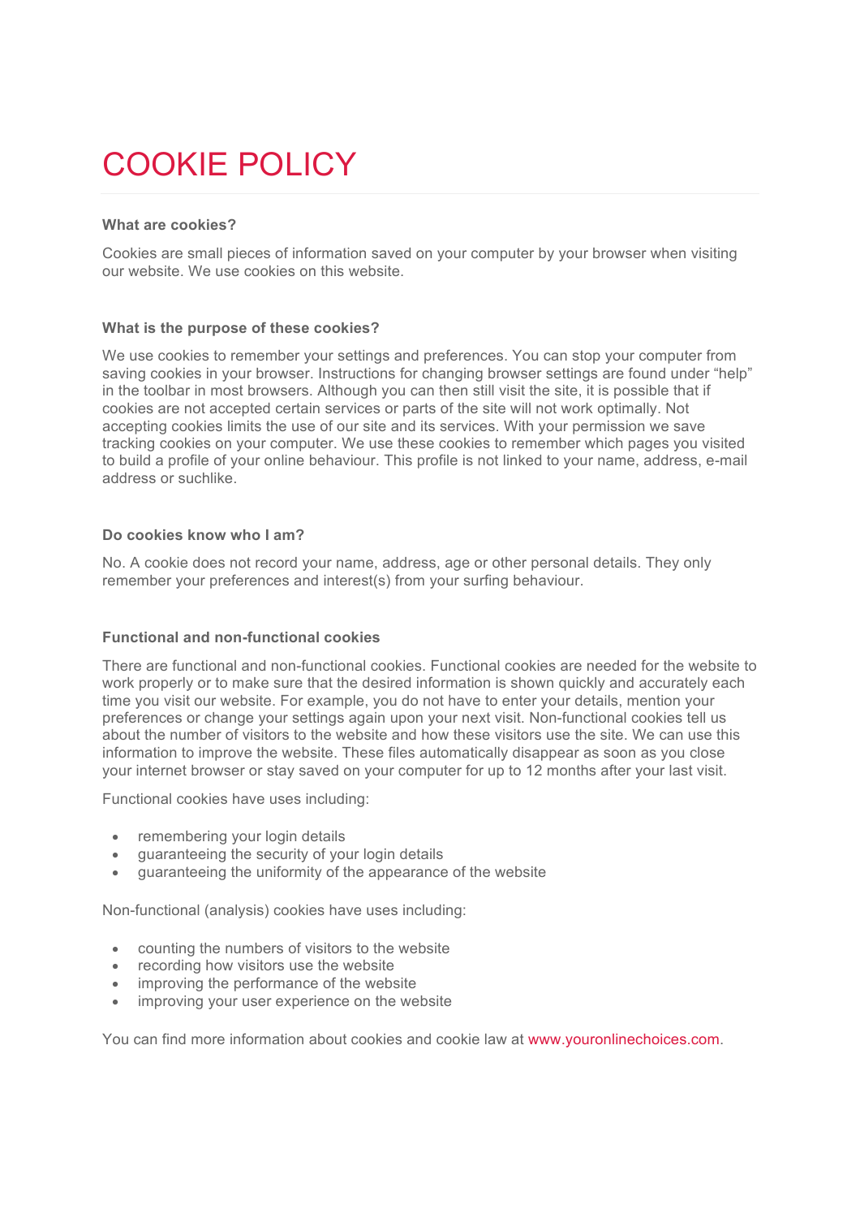# COOKIE POLICY

**What are cookies?**

Cookies are small pieces of information saved on your computer by your browser when visiting our website. We use cookies on this website.

**What is the purpose of these cookies?**

We use cookies to remember your settings and preferences. You can stop your computer from saving cookies in your browser. Instructions for changing browser settings are found under "help" in the toolbar in most browsers. Although you can then still visit the site, it is possible that if cookies are not accepted certain services or parts of the site will not work optimally. Not accepting cookies limits the use of our site and its services. With your permission we save tracking cookies on your computer. We use these cookies to remember which pages you visited to build a profile of your online behaviour. This profile is not linked to your name, address, e-mail address or suchlike.

**Do cookies know who I am?**

No. A cookie does not record your name, address, age or other personal details. They only remember your preferences and interest(s) from your surfing behaviour.

**Functional and non-functional cookies**

There are functional and non-functional cookies. Functional cookies are needed for the website to work properly or to make sure that the desired information is shown quickly and accurately each time you visit our website. For example, you do not have to enter your details, mention your preferences or change your settings again upon your next visit. Non-functional cookies tell us about the number of visitors to the website and how these visitors use the site. We can use this information to improve the website. These files automatically disappear as soon as you close your internet browser or stay saved on your computer for up to 12 months after your last visit.

Functional cookies have uses including:

- remembering your login details
- guaranteeing the security of your login details
- guaranteeing the uniformity of the appearance of the website

Non-functional (analysis) cookies have uses including:

- counting the numbers of visitors to the website
- recording how visitors use the website
- improving the performance of the website
- improving your user experience on the website

You can find more information about cookies and cookie law at www.youronlinechoices.com.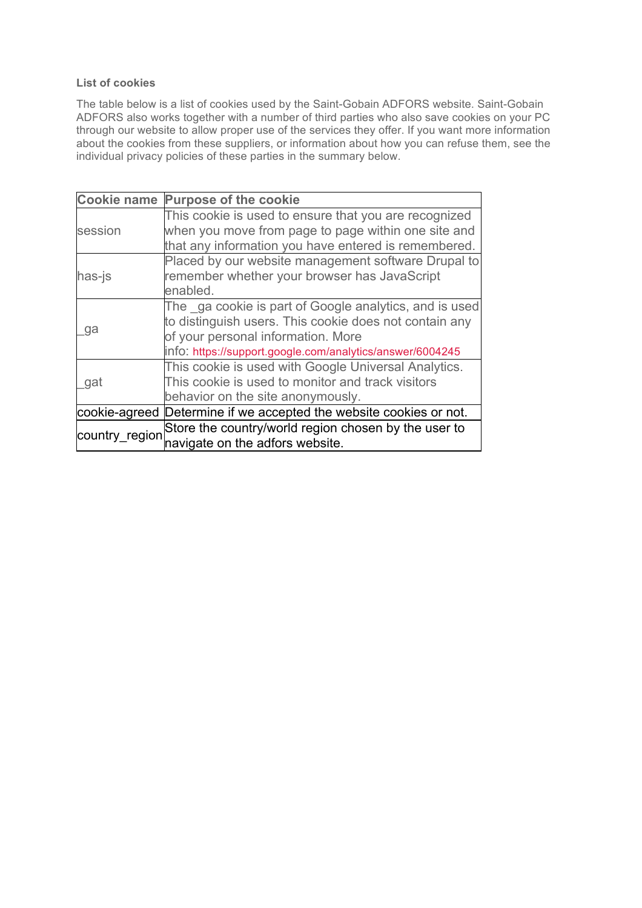**List of cookies**

The table below is a list of cookies used by the Saint-Gobain ADFORS website. Saint-Gobain ADFORS also works together with a number of third parties who also save cookies on your PC through our website to allow proper use of the services they offer. If you want more information about the cookies from these suppliers, or information about how you can refuse them, see the individual privacy policies of these parties in the summary below.

| Cookie name | Purpose of the cookie |
|---|---|
| session | This cookie is used to ensure that you are recognized when you move from page to page within one site and that any information you have entered is remembered. |
| has-js | Placed by our website management software Drupal to remember whether your browser has JavaScript enabled. |
| _ga | The _ga cookie is part of Google analytics, and is used to distinguish users. This cookie does not contain any of your personal information. More info: https://support.google.com/analytics/answer/6004245 |
| _gat | This cookie is used with Google Universal Analytics. This cookie is used to monitor and track visitors behavior on the site anonymously. |
| cookie-agreed | Determine if we accepted the website cookies or not. |
| country_region | Store the country/world region chosen by the user to navigate on the adfors website. |